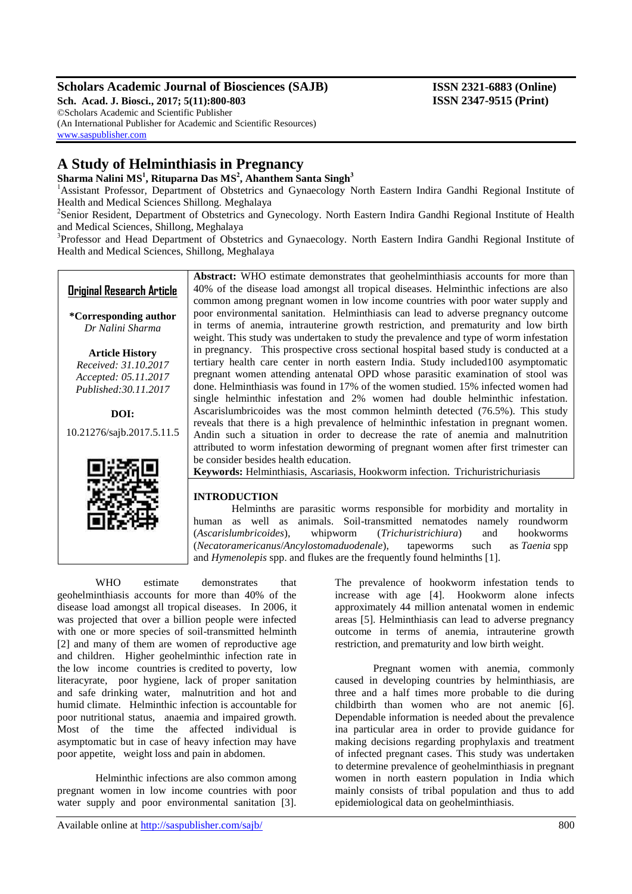# A Study of Helminthiasis in Pregnancy

**Sharma Nalini MS[1], Rituparna Das MS[2], Ahanthem Santa Singh[3]**

[1]Assistant Professor, Department of Obstetrics and Gynaecology North Eastern Indira Gandhi Regional Institute of Health and Medical Sciences Shillong. Meghalaya

[2]Senior Resident, Department of Obstetrics and Gynecology. North Eastern Indira Gandhi Regional Institute of Health and Medical Sciences, Shillong, Meghalaya

[3]Professor and Head Department of Obstetrics and Gynaecology. North Eastern Indira Gandhi Regional Institute of Health and Medical Sciences, Shillong, Meghalaya

**Original Research Article**

**\*Corresponding author**
*Dr Nalini Sharma*

**Article History**
*Received: 31.10.2017*
*Accepted: 05.11.2017*
*Published:30.11.2017*

**DOI:**
10.21276/sajb.2017.5.11.5

**Abstract:** WHO estimate demonstrates that geohelminthiasis accounts for more than 40% of the disease load amongst all tropical diseases. Helminthic infections are also common among pregnant women in low income countries with poor water supply and poor environmental sanitation. Helminthiasis can lead to adverse pregnancy outcome in terms of anemia, intrauterine growth restriction, and prematurity and low birth weight. This study was undertaken to study the prevalence and type of worm infestation in pregnancy. This prospective cross sectional hospital based study is conducted at a tertiary health care center in north eastern India. Study included100 asymptomatic pregnant women attending antenatal OPD whose parasitic examination of stool was done. Helminthiasis was found in 17% of the women studied. 15% infected women had single helminthic infestation and 2% women had double helminthic infestation. Ascarislumbricoides was the most common helminth detected (76.5%). This study reveals that there is a high prevalence of helminthic infestation in pregnant women. Andin such a situation in order to decrease the rate of anemia and malnutrition attributed to worm infestation deworming of pregnant women after first trimester can be consider besides health education.

**Keywords:** Helminthiasis, Ascariasis, Hookworm infection. Trichuristrichuriasis

## INTRODUCTION

Helminths are parasitic worms responsible for morbidity and mortality in human as well as animals. Soil-transmitted nematodes namely roundworm (*Ascarislumbricoides*), whipworm (*Trichuristrichiura*) and hookworms (*Necatoramericanus*/*Ancylostomaduodenale*), tapeworms such as *Taenia* spp and *Hymenolepis* spp. and flukes are the frequently found helminths [1].

WHO estimate demonstrates that geohelminthiasis accounts for more than 40% of the disease load amongst all tropical diseases. In 2006, it was projected that over a billion people were infected with one or more species of soil-transmitted helminth [2] and many of them are women of reproductive age and children. Higher geohelminthic infection rate in the low income countries is credited to poverty, low literacyrate, poor hygiene, lack of proper sanitation and safe drinking water, malnutrition and hot and humid climate. Helminthic infection is accountable for poor nutritional status, anaemia and impaired growth. Most of the time the affected individual is asymptomatic but in case of heavy infection may have poor appetite, weight loss and pain in abdomen.

Helminthic infections are also common among pregnant women in low income countries with poor water supply and poor environmental sanitation [3]. The prevalence of hookworm infestation tends to increase with age [4]. Hookworm alone infects approximately 44 million antenatal women in endemic areas [5]. Helminthiasis can lead to adverse pregnancy outcome in terms of anemia, intrauterine growth restriction, and prematurity and low birth weight.

Pregnant women with anemia, commonly caused in developing countries by helminthiasis, are three and a half times more probable to die during childbirth than women who are not anemic [6]. Dependable information is needed about the prevalence ina particular area in order to provide guidance for making decisions regarding prophylaxis and treatment of infected pregnant cases. This study was undertaken to determine prevalence of geohelminthiasis in pregnant women in north eastern population in India which mainly consists of tribal population and thus to add epidemiological data on geohelminthiasis.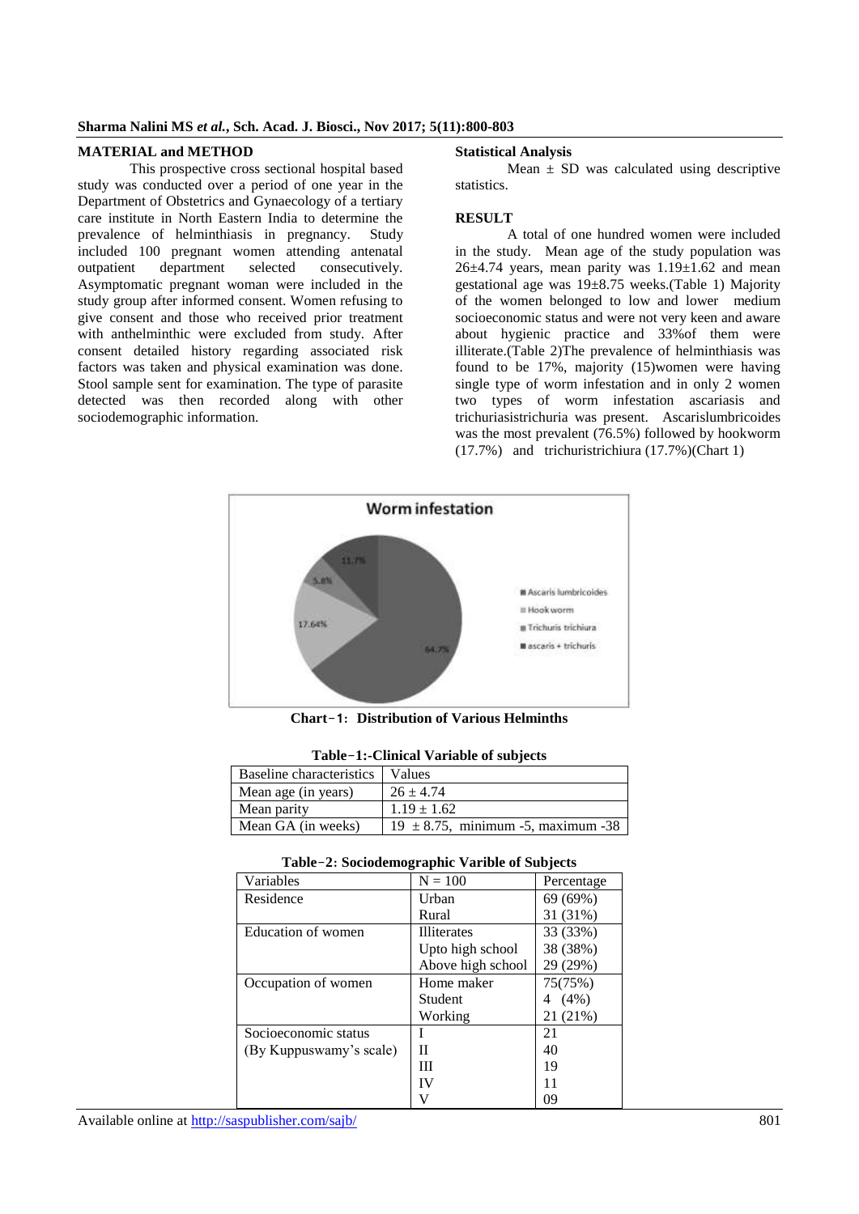## MATERIAL and METHOD

This prospective cross sectional hospital based study was conducted over a period of one year in the Department of Obstetrics and Gynaecology of a tertiary care institute in North Eastern India to determine the prevalence of helminthiasis in pregnancy. Study included 100 pregnant women attending antenatal outpatient department selected consecutively. Asymptomatic pregnant woman were included in the study group after informed consent. Women refusing to give consent and those who received prior treatment with anthelminthic were excluded from study. After consent detailed history regarding associated risk factors was taken and physical examination was done. Stool sample sent for examination. The type of parasite detected was then recorded along with other sociodemographic information.

## Statistical Analysis

Mean ± SD was calculated using descriptive statistics.

## RESULT

A total of one hundred women were included in the study. Mean age of the study population was 26±4.74 years, mean parity was 1.19±1.62 and mean gestational age was 19±8.75 weeks.(Table 1) Majority of the women belonged to low and lower medium socioeconomic status and were not very keen and aware about hygienic practice and 33%of them were illiterate.(Table 2)The prevalence of helminthiasis was found to be 17%, majority (15)women were having single type of worm infestation and in only 2 women two types of worm infestation ascariasis and trichuriasistrichuria was present. Ascarislumbricoides was the most prevalent (76.5%) followed by hookworm (17.7%) and trichuristrichiura (17.7%)(Chart 1)

**Chart-1: Distribution of Various Helminths**

**Table-1:-Clinical Variable of subjects**

| Baseline characteristics | Values |
|---|---|
| Mean age (in years) | 26 ± 4.74 |
| Mean parity | 1.19 ± 1.62 |
| Mean GA (in weeks) | 19 ± 8.75, minimum -5, maximum -38 |

**Table-2: Sociodemographic Varible of Subjects**

| Variables | N = 100 | Percentage |
|---|---|---|
| Residence | Urban | 69 (69%) |
| | Rural | 31 (31%) |
| Education of women | Illiterates | 33 (33%) |
| | Upto high school | 38 (38%) |
| | Above high school | 29 (29%) |
| Occupation of women | Home maker | 75(75%) |
| | Student | 4 (4%) |
| | Working | 21 (21%) |
| Socioeconomic status (By Kuppuswamy's scale) | I | 21 |
| | II | 40 |
| | III | 19 |
| | IV | 11 |
| | V | 09 |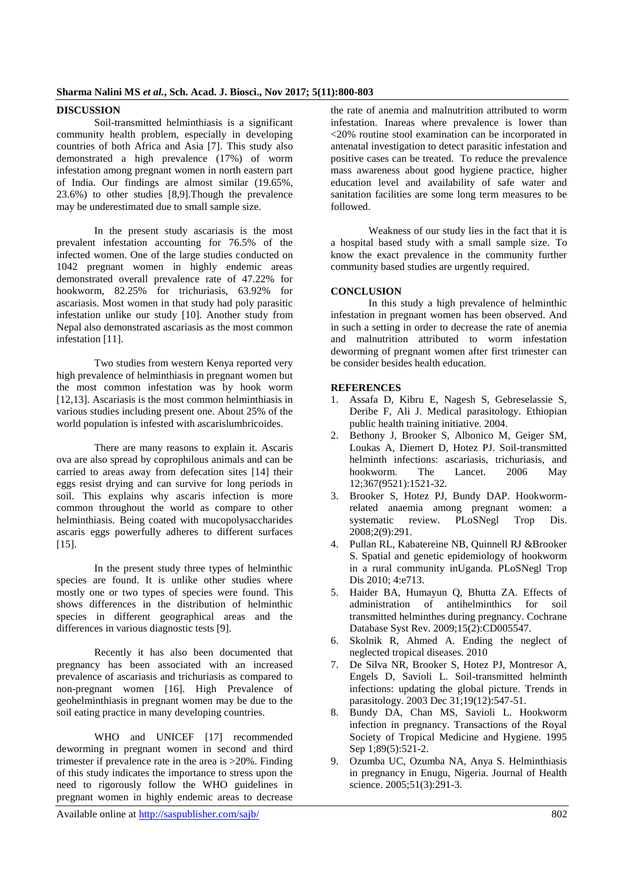## DISCUSSION

Soil-transmitted helminthiasis is a significant community health problem, especially in developing countries of both Africa and Asia [7]. This study also demonstrated a high prevalence (17%) of worm infestation among pregnant women in north eastern part of India. Our findings are almost similar (19.65%, 23.6%) to other studies [8,9].Though the prevalence may be underestimated due to small sample size.

In the present study ascariasis is the most prevalent infestation accounting for 76.5% of the infected women. One of the large studies conducted on 1042 pregnant women in highly endemic areas demonstrated overall prevalence rate of 47.22% for hookworm, 82.25% for trichuriasis, 63.92% for ascariasis. Most women in that study had poly parasitic infestation unlike our study [10]. Another study from Nepal also demonstrated ascariasis as the most common infestation [11].

Two studies from western Kenya reported very high prevalence of helminthiasis in pregnant women but the most common infestation was by hook worm [12,13]. Ascariasis is the most common helminthiasis in various studies including present one. About 25% of the world population is infested with ascarislumbricoides.

There are many reasons to explain it. Ascaris ova are also spread by coprophilous animals and can be carried to areas away from defecation sites [14] their eggs resist drying and can survive for long periods in soil. This explains why ascaris infection is more common throughout the world as compare to other helminthiasis. Being coated with mucopolysaccharides ascaris eggs powerfully adheres to different surfaces [15].

In the present study three types of helminthic species are found. It is unlike other studies where mostly one or two types of species were found. This shows differences in the distribution of helminthic species in different geographical areas and the differences in various diagnostic tests [9].

Recently it has also been documented that pregnancy has been associated with an increased prevalence of ascariasis and trichuriasis as compared to non-pregnant women [16]. High Prevalence of geohelminthiasis in pregnant women may be due to the soil eating practice in many developing countries.

WHO and UNICEF [17] recommended deworming in pregnant women in second and third trimester if prevalence rate in the area is >20%. Finding of this study indicates the importance to stress upon the need to rigorously follow the WHO guidelines in pregnant women in highly endemic areas to decrease the rate of anemia and malnutrition attributed to worm infestation. Inareas where prevalence is lower than <20% routine stool examination can be incorporated in antenatal investigation to detect parasitic infestation and positive cases can be treated. To reduce the prevalence mass awareness about good hygiene practice, higher education level and availability of safe water and sanitation facilities are some long term measures to be followed.

Weakness of our study lies in the fact that it is a hospital based study with a small sample size. To know the exact prevalence in the community further community based studies are urgently required.

## CONCLUSION

In this study a high prevalence of helminthic infestation in pregnant women has been observed. And in such a setting in order to decrease the rate of anemia and malnutrition attributed to worm infestation deworming of pregnant women after first trimester can be consider besides health education.

## REFERENCES

1. Assafa D, Kibru E, Nagesh S, Gebreselassie S, Deribe F, Ali J. Medical parasitology. Ethiopian public health training initiative. 2004.
2. Bethony J, Brooker S, Albonico M, Geiger SM, Loukas A, Diemert D, Hotez PJ. Soil-transmitted helminth infections: ascariasis, trichuriasis, and hookworm. The Lancet. 2006 May 12;367(9521):1521-32.
3. Brooker S, Hotez PJ, Bundy DAP. Hookworm-related anaemia among pregnant women: a systematic review. PLoSNegl Trop Dis. 2008;2(9):291.
4. Pullan RL, Kabatereine NB, Quinnell RJ &Brooker S. Spatial and genetic epidemiology of hookworm in a rural community inUganda. PLoSNegl Trop Dis 2010; 4:e713.
5. Haider BA, Humayun Q, Bhutta ZA. Effects of administration of antihelminthics for soil transmitted helminthes during pregnancy. Cochrane Database Syst Rev. 2009;15(2):CD005547.
6. Skolnik R, Ahmed A. Ending the neglect of neglected tropical diseases. 2010
7. De Silva NR, Brooker S, Hotez PJ, Montresor A, Engels D, Savioli L. Soil-transmitted helminth infections: updating the global picture. Trends in parasitology. 2003 Dec 31;19(12):547-51.
8. Bundy DA, Chan MS, Savioli L. Hookworm infection in pregnancy. Transactions of the Royal Society of Tropical Medicine and Hygiene. 1995 Sep 1;89(5):521-2.
9. Ozumba UC, Ozumba NA, Anya S. Helminthiasis in pregnancy in Enugu, Nigeria. Journal of Health science. 2005;51(3):291-3.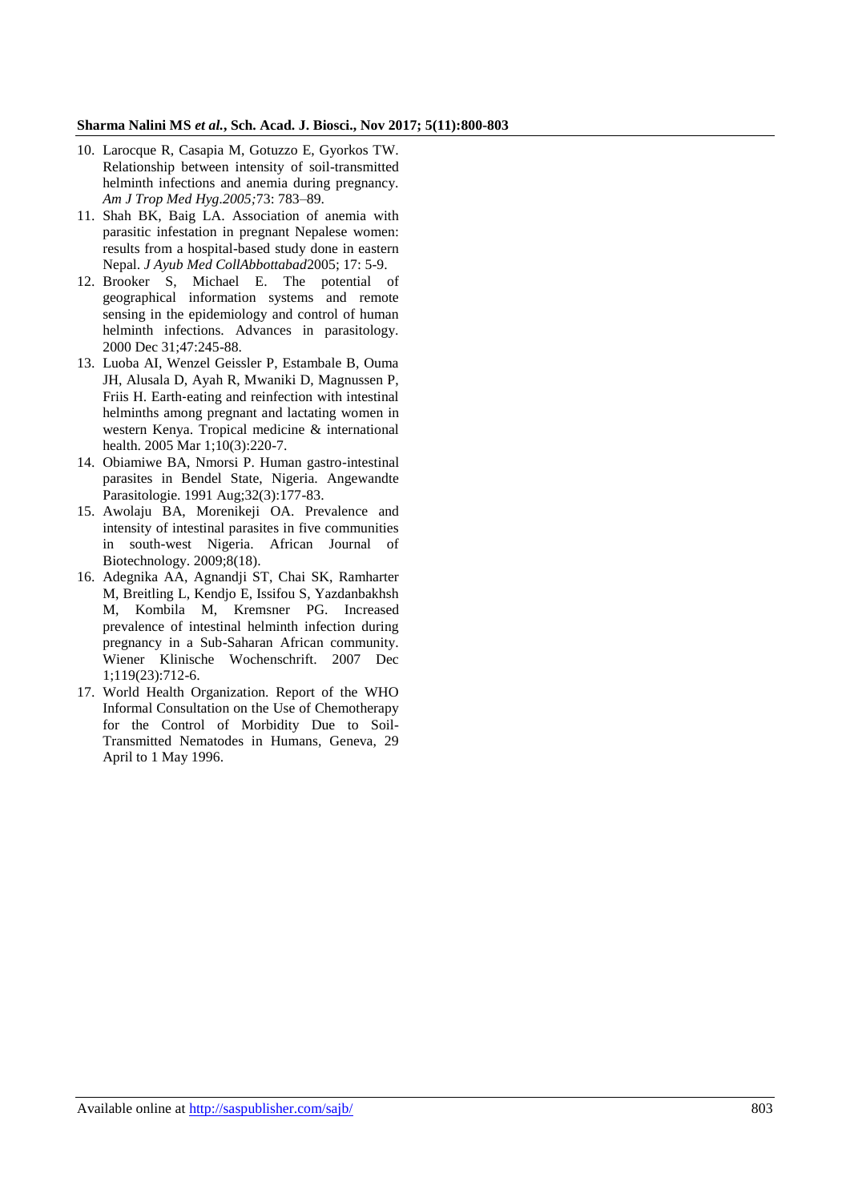10. Larocque R, Casapia M, Gotuzzo E, Gyorkos TW. Relationship between intensity of soil-transmitted helminth infections and anemia during pregnancy. *Am J Trop Med Hyg.2005;*73: 783–89.
11. Shah BK, Baig LA. Association of anemia with parasitic infestation in pregnant Nepalese women: results from a hospital-based study done in eastern Nepal. *J Ayub Med CollAbbottabad*2005; 17: 5-9.
12. Brooker S, Michael E. The potential of geographical information systems and remote sensing in the epidemiology and control of human helminth infections. Advances in parasitology. 2000 Dec 31;47:245-88.
13. Luoba AI, Wenzel Geissler P, Estambale B, Ouma JH, Alusala D, Ayah R, Mwaniki D, Magnussen P, Friis H. Earth‐eating and reinfection with intestinal helminths among pregnant and lactating women in western Kenya. Tropical medicine & international health. 2005 Mar 1;10(3):220-7.
14. Obiamiwe BA, Nmorsi P. Human gastro-intestinal parasites in Bendel State, Nigeria. Angewandte Parasitologie. 1991 Aug;32(3):177-83.
15. Awolaju BA, Morenikeji OA. Prevalence and intensity of intestinal parasites in five communities in south-west Nigeria. African Journal of Biotechnology. 2009;8(18).
16. Adegnika AA, Agnandji ST, Chai SK, Ramharter M, Breitling L, Kendjo E, Issifou S, Yazdanbakhsh M, Kombila M, Kremsner PG. Increased prevalence of intestinal helminth infection during pregnancy in a Sub-Saharan African community. Wiener Klinische Wochenschrift. 2007 Dec 1;119(23):712-6.
17. World Health Organization. Report of the WHO Informal Consultation on the Use of Chemotherapy for the Control of Morbidity Due to Soil-Transmitted Nematodes in Humans, Geneva, 29 April to 1 May 1996.